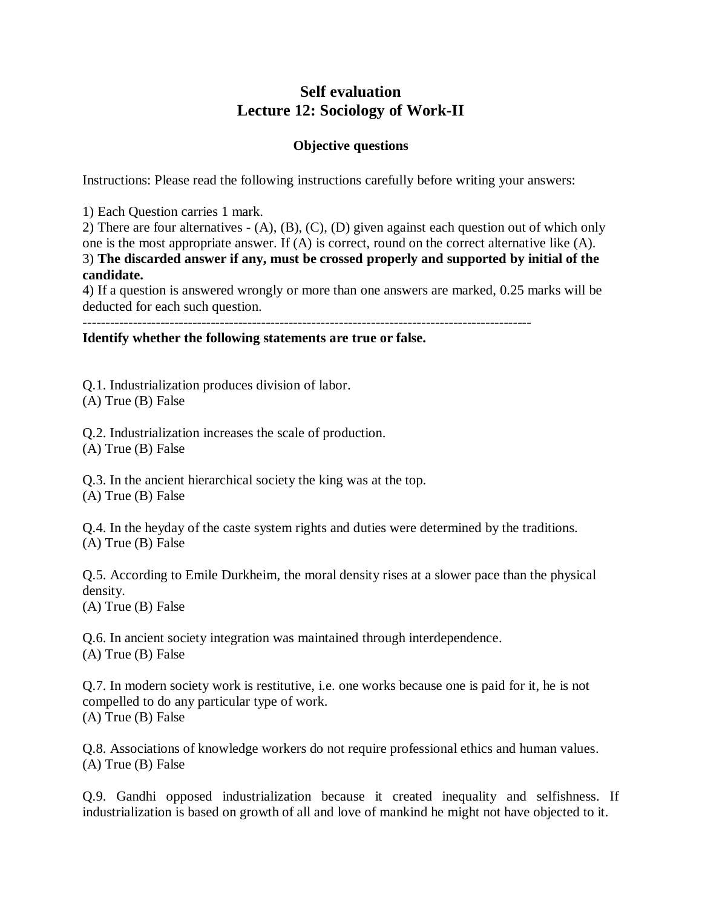# Self evaluation
# Lecture 12: Sociology of Work-II

### Objective questions

Instructions: Please read the following instructions carefully before writing your answers:

1) Each Question carries 1 mark.
2) There are four alternatives - (A), (B), (C), (D) given against each question out of which only one is the most appropriate answer. If (A) is correct, round on the correct alternative like (A).
3) **The discarded answer if any, must be crossed properly and supported by initial of the candidate.**
4) If a question is answered wrongly or more than one answers are marked, 0.25 marks will be deducted for each such question.

---

**Identify whether the following statements are true or false.**

Q.1. Industrialization produces division of labor.
(A) True (B) False

Q.2. Industrialization increases the scale of production.
(A) True (B) False

Q.3. In the ancient hierarchical society the king was at the top.
(A) True (B) False

Q.4. In the heyday of the caste system rights and duties were determined by the traditions.
(A) True (B) False

Q.5. According to Emile Durkheim, the moral density rises at a slower pace than the physical density.
(A) True (B) False

Q.6. In ancient society integration was maintained through interdependence.
(A) True (B) False

Q.7. In modern society work is restitutive, i.e. one works because one is paid for it, he is not compelled to do any particular type of work.
(A) True (B) False

Q.8. Associations of knowledge workers do not require professional ethics and human values.
(A) True (B) False

Q.9. Gandhi opposed industrialization because it created inequality and selfishness. If industrialization is based on growth of all and love of mankind he might not have objected to it.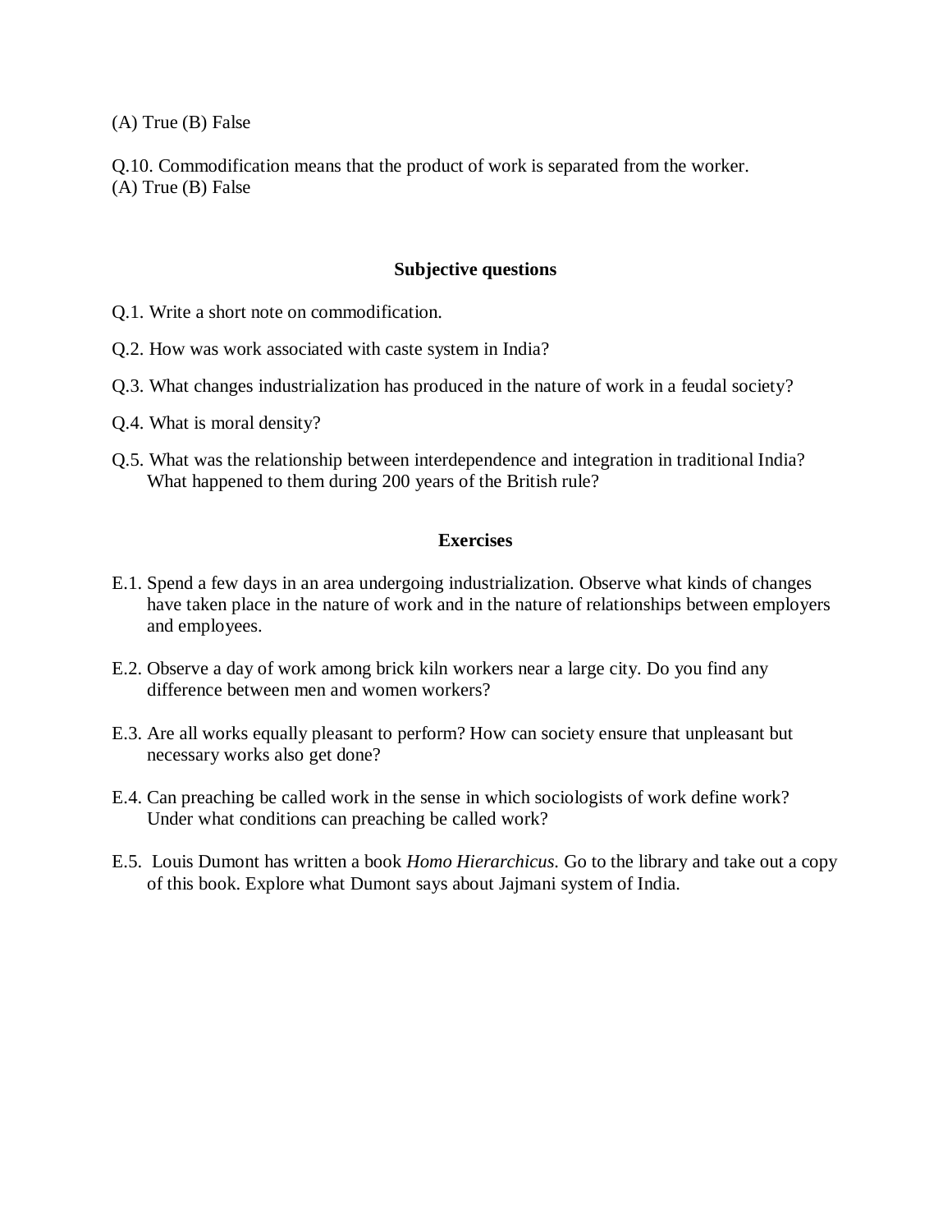(A) True (B) False

Q.10. Commodification means that the product of work is separated from the worker.
(A) True (B) False

## Subjective questions

Q.1. Write a short note on commodification.

Q.2. How was work associated with caste system in India?

Q.3. What changes industrialization has produced in the nature of work in a feudal society?

Q.4. What is moral density?

Q.5. What was the relationship between interdependence and integration in traditional India? What happened to them during 200 years of the British rule?

## Exercises

E.1. Spend a few days in an area undergoing industrialization. Observe what kinds of changes have taken place in the nature of work and in the nature of relationships between employers and employees.

E.2. Observe a day of work among brick kiln workers near a large city. Do you find any difference between men and women workers?

E.3. Are all works equally pleasant to perform? How can society ensure that unpleasant but necessary works also get done?

E.4. Can preaching be called work in the sense in which sociologists of work define work? Under what conditions can preaching be called work?

E.5. Louis Dumont has written a book *Homo Hierarchicus*. Go to the library and take out a copy of this book. Explore what Dumont says about Jajmani system of India.